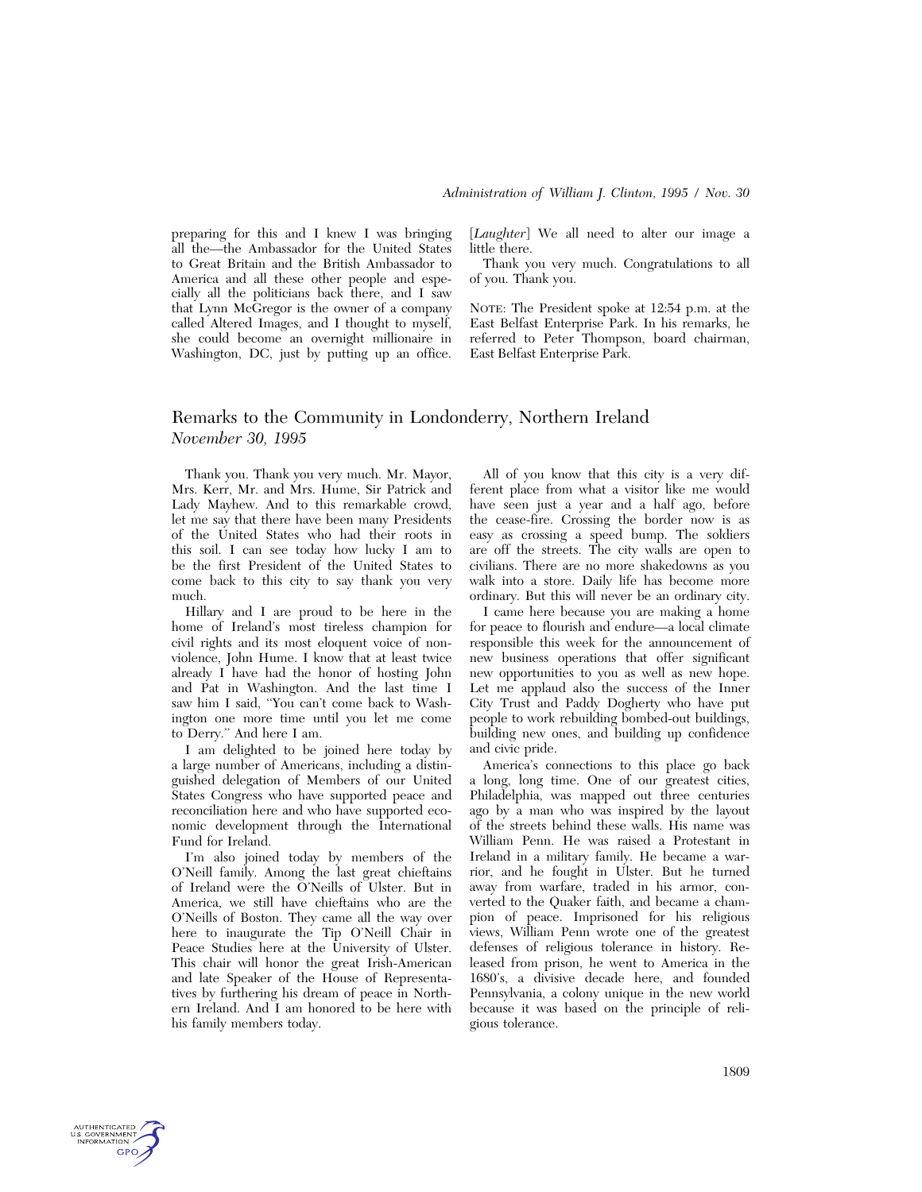preparing for this and I knew I was bringing all the—the Ambassador for the United States to Great Britain and the British Ambassador to America and all these other people and especially all the politicians back there, and I saw that Lynn McGregor is the owner of a company called Altered Images, and I thought to myself, she could become an overnight millionaire in Washington, DC, just by putting up an office. [*Laughter*] We all need to alter our image a little there.

Thank you very much. Congratulations to all of you. Thank you.

NOTE: The President spoke at 12:54 p.m. at the East Belfast Enterprise Park. In his remarks, he referred to Peter Thompson, board chairman, East Belfast Enterprise Park.

## Remarks to the Community in Londonderry, Northern Ireland

*November 30, 1995*

Thank you. Thank you very much. Mr. Mayor, Mrs. Kerr, Mr. and Mrs. Hume, Sir Patrick and Lady Mayhew. And to this remarkable crowd, let me say that there have been many Presidents of the United States who had their roots in this soil. I can see today how lucky I am to be the first President of the United States to come back to this city to say thank you very much.

Hillary and I are proud to be here in the home of Ireland's most tireless champion for civil rights and its most eloquent voice of nonviolence, John Hume. I know that at least twice already I have had the honor of hosting John and Pat in Washington. And the last time I saw him I said, "You can't come back to Washington one more time until you let me come to Derry." And here I am.

I am delighted to be joined here today by a large number of Americans, including a distinguished delegation of Members of our United States Congress who have supported peace and reconciliation here and who have supported economic development through the International Fund for Ireland.

I'm also joined today by members of the O'Neill family. Among the last great chieftains of Ireland were the O'Neills of Ulster. But in America, we still have chieftains who are the O'Neills of Boston. They came all the way over here to inaugurate the Tip O'Neill Chair in Peace Studies here at the University of Ulster. This chair will honor the great Irish-American and late Speaker of the House of Representatives by furthering his dream of peace in Northern Ireland. And I am honored to be here with his family members today.

All of you know that this city is a very different place from what a visitor like me would have seen just a year and a half ago, before the cease-fire. Crossing the border now is as easy as crossing a speed bump. The soldiers are off the streets. The city walls are open to civilians. There are no more shakedowns as you walk into a store. Daily life has become more ordinary. But this will never be an ordinary city.

I came here because you are making a home for peace to flourish and endure—a local climate responsible this week for the announcement of new business operations that offer significant new opportunities to you as well as new hope. Let me applaud also the success of the Inner City Trust and Paddy Dogherty who have put people to work rebuilding bombed-out buildings, building new ones, and building up confidence and civic pride.

America's connections to this place go back a long, long time. One of our greatest cities, Philadelphia, was mapped out three centuries ago by a man who was inspired by the layout of the streets behind these walls. His name was William Penn. He was raised a Protestant in Ireland in a military family. He became a warrior, and he fought in Ulster. But he turned away from warfare, traded in his armor, converted to the Quaker faith, and became a champion of peace. Imprisoned for his religious views, William Penn wrote one of the greatest defenses of religious tolerance in history. Released from prison, he went to America in the 1680's, a divisive decade here, and founded Pennsylvania, a colony unique in the new world because it was based on the principle of religious tolerance.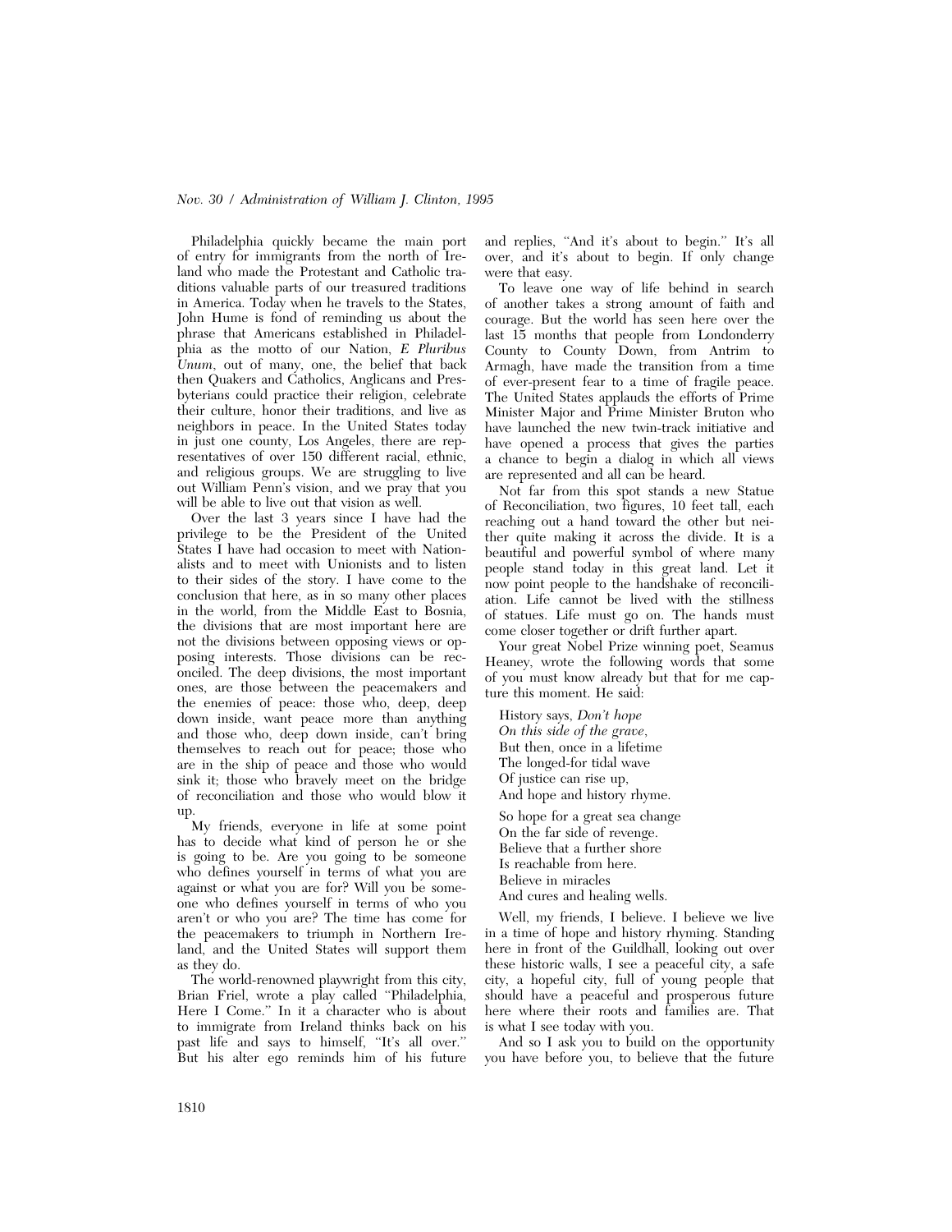Philadelphia quickly became the main port of entry for immigrants from the north of Ireland who made the Protestant and Catholic traditions valuable parts of our treasured traditions in America. Today when he travels to the States, John Hume is fond of reminding us about the phrase that Americans established in Philadelphia as the motto of our Nation, *E Pluribus Unum*, out of many, one, the belief that back then Quakers and Catholics, Anglicans and Presbyterians could practice their religion, celebrate their culture, honor their traditions, and live as neighbors in peace. In the United States today in just one county, Los Angeles, there are representatives of over 150 different racial, ethnic, and religious groups. We are struggling to live out William Penn's vision, and we pray that you will be able to live out that vision as well.

Over the last 3 years since I have had the privilege to be the President of the United States I have had occasion to meet with Nationalists and to meet with Unionists and to listen to their sides of the story. I have come to the conclusion that here, as in so many other places in the world, from the Middle East to Bosnia, the divisions that are most important here are not the divisions between opposing views or opposing interests. Those divisions can be reconciled. The deep divisions, the most important ones, are those between the peacemakers and the enemies of peace: those who, deep, deep down inside, want peace more than anything and those who, deep down inside, can't bring themselves to reach out for peace; those who are in the ship of peace and those who would sink it; those who bravely meet on the bridge of reconciliation and those who would blow it up.

My friends, everyone in life at some point has to decide what kind of person he or she is going to be. Are you going to be someone who defines yourself in terms of what you are against or what you are for? Will you be someone who defines yourself in terms of who you aren't or who you are? The time has come for the peacemakers to triumph in Northern Ireland, and the United States will support them as they do.

The world-renowned playwright from this city, Brian Friel, wrote a play called "Philadelphia, Here I Come." In it a character who is about to immigrate from Ireland thinks back on his past life and says to himself, "It's all over." But his alter ego reminds him of his future and replies, "And it's about to begin." It's all over, and it's about to begin. If only change were that easy.

To leave one way of life behind in search of another takes a strong amount of faith and courage. But the world has seen here over the last 15 months that people from Londonderry County to County Down, from Antrim to Armagh, have made the transition from a time of ever-present fear to a time of fragile peace. The United States applauds the efforts of Prime Minister Major and Prime Minister Bruton who have launched the new twin-track initiative and have opened a process that gives the parties a chance to begin a dialog in which all views are represented and all can be heard.

Not far from this spot stands a new Statue of Reconciliation, two figures, 10 feet tall, each reaching out a hand toward the other but neither quite making it across the divide. It is a beautiful and powerful symbol of where many people stand today in this great land. Let it now point people to the handshake of reconciliation. Life cannot be lived with the stillness of statues. Life must go on. The hands must come closer together or drift further apart.

Your great Nobel Prize winning poet, Seamus Heaney, wrote the following words that some of you must know already but that for me capture this moment. He said:

> History says, *Don't hope*
> *On this side of the grave*,
> But then, once in a lifetime
> The longed-for tidal wave
> Of justice can rise up,
> And hope and history rhyme.
>
> So hope for a great sea change
> On the far side of revenge.
> Believe that a further shore
> Is reachable from here.
> Believe in miracles
> And cures and healing wells.

Well, my friends, I believe. I believe we live in a time of hope and history rhyming. Standing here in front of the Guildhall, looking out over these historic walls, I see a peaceful city, a safe city, a hopeful city, full of young people that should have a peaceful and prosperous future here where their roots and families are. That is what I see today with you.

And so I ask you to build on the opportunity you have before you, to believe that the future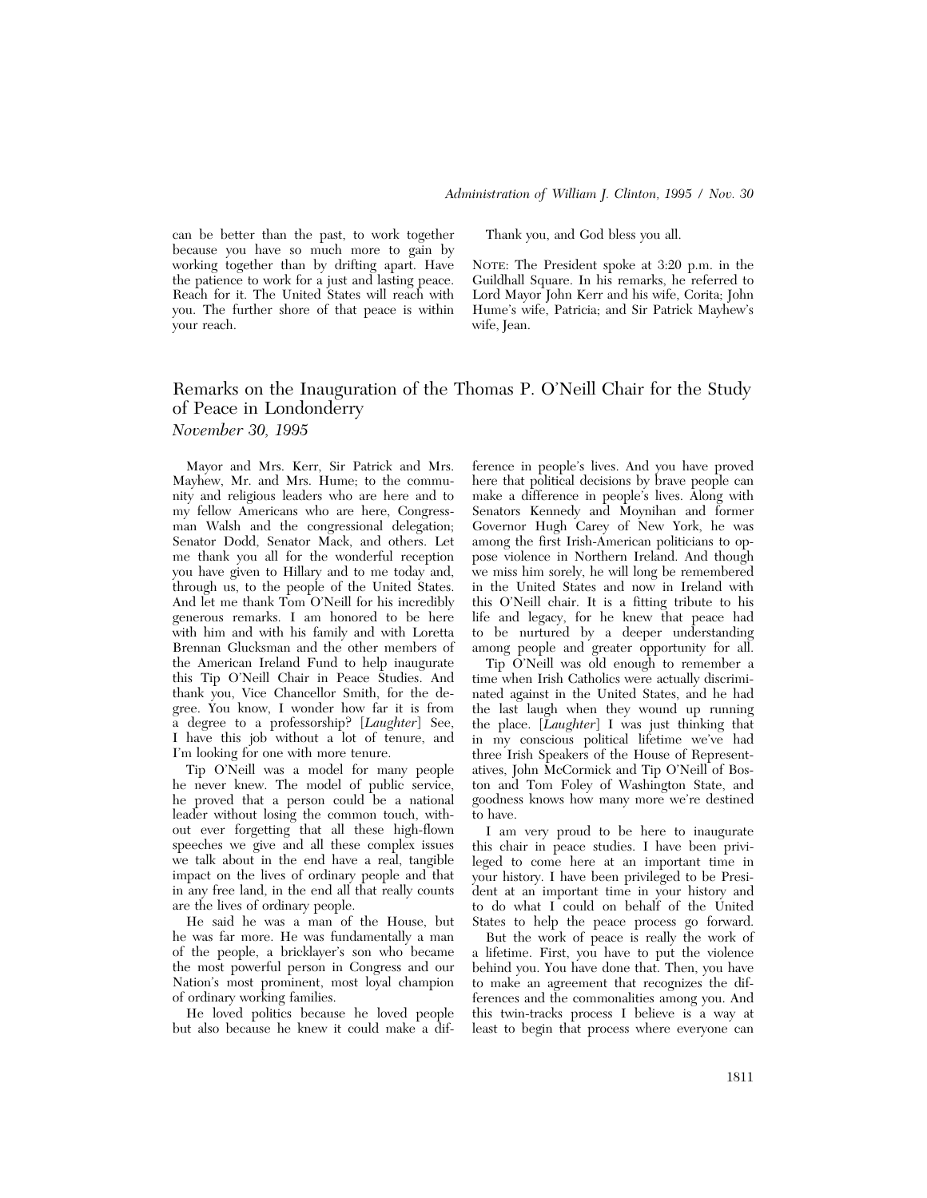can be better than the past, to work together because you have so much more to gain by working together than by drifting apart. Have the patience to work for a just and lasting peace. Reach for it. The United States will reach with you. The further shore of that peace is within your reach.

Thank you, and God bless you all.

NOTE: The President spoke at 3:20 p.m. in the Guildhall Square. In his remarks, he referred to Lord Mayor John Kerr and his wife, Corita; John Hume's wife, Patricia; and Sir Patrick Mayhew's wife, Jean.

## Remarks on the Inauguration of the Thomas P. O'Neill Chair for the Study of Peace in Londonderry

*November 30, 1995*

Mayor and Mrs. Kerr, Sir Patrick and Mrs. Mayhew, Mr. and Mrs. Hume; to the community and religious leaders who are here and to my fellow Americans who are here, Congressman Walsh and the congressional delegation; Senator Dodd, Senator Mack, and others. Let me thank you all for the wonderful reception you have given to Hillary and to me today and, through us, to the people of the United States. And let me thank Tom O'Neill for his incredibly generous remarks. I am honored to be here with him and with his family and with Loretta Brennan Glucksman and the other members of the American Ireland Fund to help inaugurate this Tip O'Neill Chair in Peace Studies. And thank you, Vice Chancellor Smith, for the degree. You know, I wonder how far it is from a degree to a professorship? [*Laughter*] See, I have this job without a lot of tenure, and I'm looking for one with more tenure.

Tip O'Neill was a model for many people he never knew. The model of public service, he proved that a person could be a national leader without losing the common touch, without ever forgetting that all these high-flown speeches we give and all these complex issues we talk about in the end have a real, tangible impact on the lives of ordinary people and that in any free land, in the end all that really counts are the lives of ordinary people.

He said he was a man of the House, but he was far more. He was fundamentally a man of the people, a bricklayer's son who became the most powerful person in Congress and our Nation's most prominent, most loyal champion of ordinary working families.

He loved politics because he loved people but also because he knew it could make a difference in people's lives. And you have proved here that political decisions by brave people can make a difference in people's lives. Along with Senators Kennedy and Moynihan and former Governor Hugh Carey of New York, he was among the first Irish-American politicians to oppose violence in Northern Ireland. And though we miss him sorely, he will long be remembered in the United States and now in Ireland with this O'Neill chair. It is a fitting tribute to his life and legacy, for he knew that peace had to be nurtured by a deeper understanding among people and greater opportunity for all.

Tip O'Neill was old enough to remember a time when Irish Catholics were actually discriminated against in the United States, and he had the last laugh when they wound up running the place. [*Laughter*] I was just thinking that in my conscious political lifetime we've had three Irish Speakers of the House of Representatives, John McCormick and Tip O'Neill of Boston and Tom Foley of Washington State, and goodness knows how many more we're destined to have.

I am very proud to be here to inaugurate this chair in peace studies. I have been privileged to come here at an important time in your history. I have been privileged to be President at an important time in your history and to do what I could on behalf of the United States to help the peace process go forward.

But the work of peace is really the work of a lifetime. First, you have to put the violence behind you. You have done that. Then, you have to make an agreement that recognizes the differences and the commonalities among you. And this twin-tracks process I believe is a way at least to begin that process where everyone can